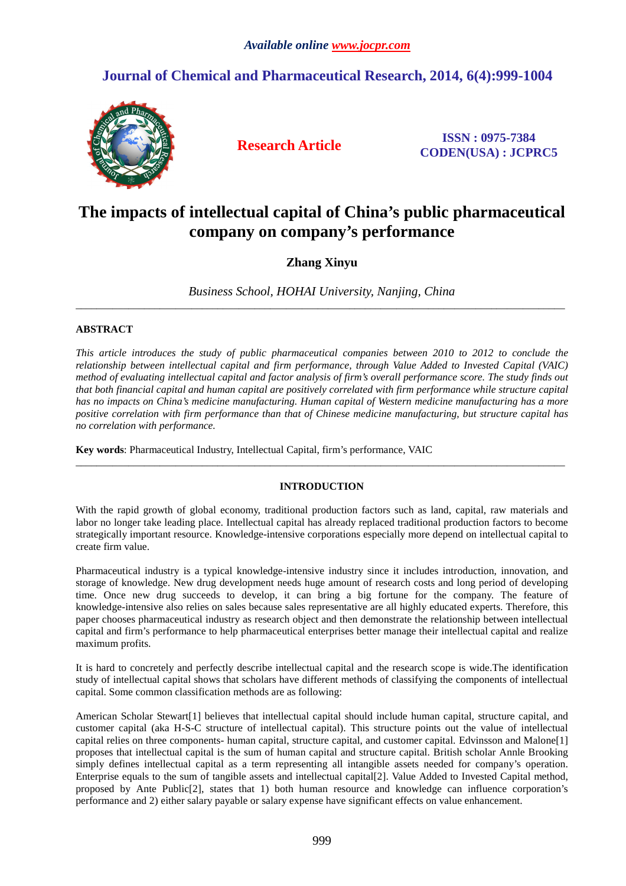*Available online www.jocpr.com*

# Journal of Chemical and Pharmaceutical Research, 2014, 6(4):999-1004

**Research Article**

**ISSN : 0975-7384**
**CODEN(USA) : JCPRC5**

# The impacts of intellectual capital of China's public pharmaceutical company on company's performance

**Zhang Xinyu**

*Business School, HOHAI University, Nanjing, China*

---

**ABSTRACT**

*This article introduces the study of public pharmaceutical companies between 2010 to 2012 to conclude the relationship between intellectual capital and firm performance, through Value Added to Invested Capital (VAIC) method of evaluating intellectual capital and factor analysis of firm's overall performance score. The study finds out that both financial capital and human capital are positively correlated with firm performance while structure capital has no impacts on China's medicine manufacturing. Human capital of Western medicine manufacturing has a more positive correlation with firm performance than that of Chinese medicine manufacturing, but structure capital has no correlation with performance.*

**Key words**: Pharmaceutical Industry, Intellectual Capital, firm's performance, VAIC

---

## INTRODUCTION

With the rapid growth of global economy, traditional production factors such as land, capital, raw materials and labor no longer take leading place. Intellectual capital has already replaced traditional production factors to become strategically important resource. Knowledge-intensive corporations especially more depend on intellectual capital to create firm value.

Pharmaceutical industry is a typical knowledge-intensive industry since it includes introduction, innovation, and storage of knowledge. New drug development needs huge amount of research costs and long period of developing time. Once new drug succeeds to develop, it can bring a big fortune for the company. The feature of knowledge-intensive also relies on sales because sales representative are all highly educated experts. Therefore, this paper chooses pharmaceutical industry as research object and then demonstrate the relationship between intellectual capital and firm's performance to help pharmaceutical enterprises better manage their intellectual capital and realize maximum profits.

It is hard to concretely and perfectly describe intellectual capital and the research scope is wide.The identification study of intellectual capital shows that scholars have different methods of classifying the components of intellectual capital. Some common classification methods are as following:

American Scholar Stewart[1] believes that intellectual capital should include human capital, structure capital, and customer capital (aka H-S-C structure of intellectual capital). This structure points out the value of intellectual capital relies on three components- human capital, structure capital, and customer capital. Edvinsson and Malone[1] proposes that intellectual capital is the sum of human capital and structure capital. British scholar Annle Brooking simply defines intellectual capital as a term representing all intangible assets needed for company's operation. Enterprise equals to the sum of tangible assets and intellectual capital[2]. Value Added to Invested Capital method, proposed by Ante Public[2], states that 1) both human resource and knowledge can influence corporation's performance and 2) either salary payable or salary expense have significant effects on value enhancement.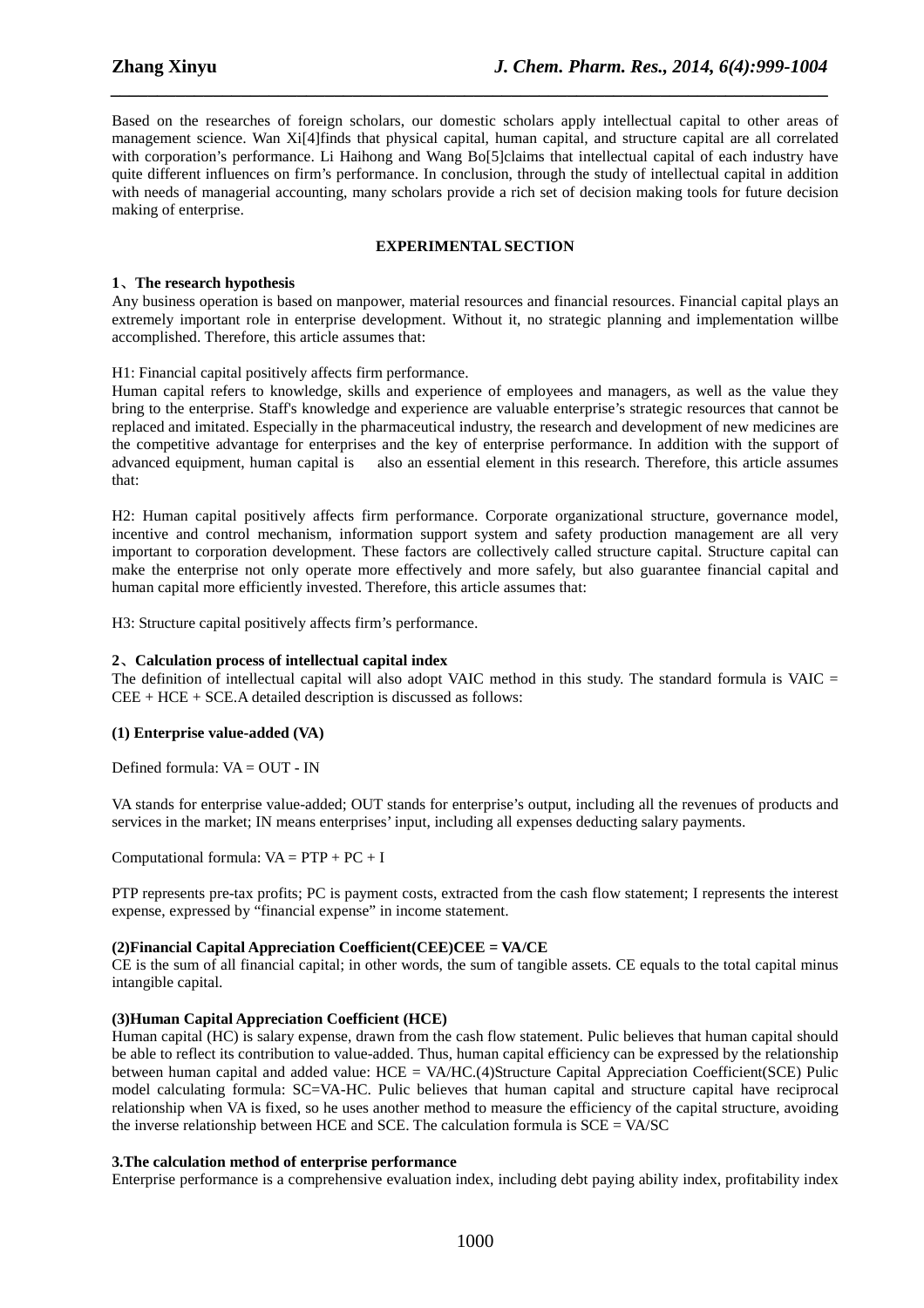Based on the researches of foreign scholars, our domestic scholars apply intellectual capital to other areas of management science. Wan Xi[4]finds that physical capital, human capital, and structure capital are all correlated with corporation's performance. Li Haihong and Wang Bo[5]claims that intellectual capital of each industry have quite different influences on firm's performance. In conclusion, through the study of intellectual capital in addition with needs of managerial accounting, many scholars provide a rich set of decision making tools for future decision making of enterprise.

## EXPERIMENTAL SECTION

**1、The research hypothesis**

Any business operation is based on manpower, material resources and financial resources. Financial capital plays an extremely important role in enterprise development. Without it, no strategic planning and implementation willbe accomplished. Therefore, this article assumes that:

H1: Financial capital positively affects firm performance.

Human capital refers to knowledge, skills and experience of employees and managers, as well as the value they bring to the enterprise. Staff's knowledge and experience are valuable enterprise's strategic resources that cannot be replaced and imitated. Especially in the pharmaceutical industry, the research and development of new medicines are the competitive advantage for enterprises and the key of enterprise performance. In addition with the support of advanced equipment, human capital is also an essential element in this research. Therefore, this article assumes that:

H2: Human capital positively affects firm performance. Corporate organizational structure, governance model, incentive and control mechanism, information support system and safety production management are all very important to corporation development. These factors are collectively called structure capital. Structure capital can make the enterprise not only operate more effectively and more safely, but also guarantee financial capital and human capital more efficiently invested. Therefore, this article assumes that:

H3: Structure capital positively affects firm's performance.

**2、Calculation process of intellectual capital index**

The definition of intellectual capital will also adopt VAIC method in this study. The standard formula is VAIC = CEE + HCE + SCE.A detailed description is discussed as follows:

**(1) Enterprise value-added (VA)**

Defined formula: VA = OUT - IN

VA stands for enterprise value-added; OUT stands for enterprise's output, including all the revenues of products and services in the market; IN means enterprises' input, including all expenses deducting salary payments.

Computational formula: VA = PTP + PC + I

PTP represents pre-tax profits; PC is payment costs, extracted from the cash flow statement; I represents the interest expense, expressed by "financial expense" in income statement.

**(2)Financial Capital Appreciation Coefficient(CEE)CEE = VA/CE**

CE is the sum of all financial capital; in other words, the sum of tangible assets. CE equals to the total capital minus intangible capital.

**(3)Human Capital Appreciation Coefficient (HCE)**

Human capital (HC) is salary expense, drawn from the cash flow statement. Pulic believes that human capital should be able to reflect its contribution to value-added. Thus, human capital efficiency can be expressed by the relationship between human capital and added value: HCE = VA/HC.(4)Structure Capital Appreciation Coefficient(SCE) Pulic model calculating formula: SC=VA-HC. Pulic believes that human capital and structure capital have reciprocal relationship when VA is fixed, so he uses another method to measure the efficiency of the capital structure, avoiding the inverse relationship between HCE and SCE. The calculation formula is SCE = VA/SC

**3.The calculation method of enterprise performance**

Enterprise performance is a comprehensive evaluation index, including debt paying ability index, profitability index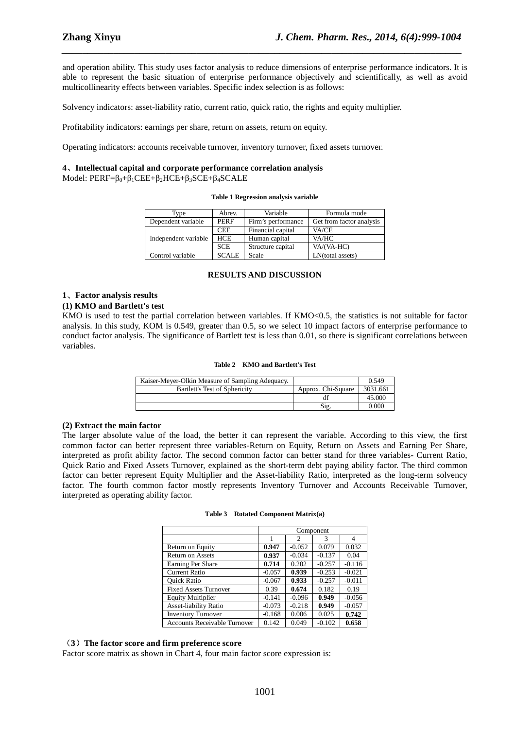and operation ability. This study uses factor analysis to reduce dimensions of enterprise performance indicators. It is able to represent the basic situation of enterprise performance objectively and scientifically, as well as avoid multicollinearity effects between variables. Specific index selection is as follows:

Solvency indicators: asset-liability ratio, current ratio, quick ratio, the rights and equity multiplier.

Profitability indicators: earnings per share, return on assets, return on equity.

Operating indicators: accounts receivable turnover, inventory turnover, fixed assets turnover.

**4、Intellectual capital and corporate performance correlation analysis**

Model: $PERF=\beta_0+\beta_1CEE+\beta_2HCE+\beta_3SCE+\beta_4SCALE$

**Table 1 Regression analysis variable**

| Type | Abrev. | Variable | Formula mode |
|---|---|---|---|
| Dependent variable | PERF | Firm's performance | Get from factor analysis |
| Independent variable | CEE | Financial capital | VA/CE |
| | HCE | Human capital | VA/HC |
| | SCE | Structure capital | VA/(VA-HC) |
| Control variable | SCALE | Scale | LN(total assets) |

## RESULTS AND DISCUSSION

**1、Factor analysis results**

**(1) KMO and Bartlett's test**

KMO is used to test the partial correlation between variables. If KMO<0.5, the statistics is not suitable for factor analysis. In this study, KOM is 0.549, greater than 0.5, so we select 10 impact factors of enterprise performance to conduct factor analysis. The significance of Bartlett test is less than 0.01, so there is significant correlations between variables.

**Table 2 KMO and Bartlett's Test**

| Kaiser-Meyer-Olkin Measure of Sampling Adequacy. | | 0.549 |
|---|---|---|
| Bartlett's Test of Sphericity | Approx. Chi-Square | 3031.661 |
| | df | 45.000 |
| | Sig. | 0.000 |

**(2) Extract the main factor**

The larger absolute value of the load, the better it can represent the variable. According to this view, the first common factor can better represent three variables-Return on Equity, Return on Assets and Earning Per Share, interpreted as profit ability factor. The second common factor can better stand for three variables- Current Ratio, Quick Ratio and Fixed Assets Turnover, explained as the short-term debt paying ability factor. The third common factor can better represent Equity Multiplier and the Asset-liability Ratio, interpreted as the long-term solvency factor. The fourth common factor mostly represents Inventory Turnover and Accounts Receivable Turnover, interpreted as operating ability factor.

**Table 3 Rotated Component Matrix(a)**

| | Component | | | |
|---|---|---|---|---|
| | 1 | 2 | 3 | 4 |
| Return on Equity | **0.947** | -0.052 | 0.079 | 0.032 |
| Return on Assets | **0.937** | -0.034 | -0.137 | 0.04 |
| Earning Per Share | **0.714** | 0.202 | -0.257 | -0.116 |
| Current Ratio | -0.057 | **0.939** | -0.253 | -0.021 |
| Quick Ratio | -0.067 | **0.933** | -0.257 | -0.011 |
| Fixed Assets Turnover | 0.39 | **0.674** | 0.182 | 0.19 |
| Equity Multiplier | -0.141 | -0.096 | **0.949** | -0.056 |
| Asset-liability Ratio | -0.073 | -0.218 | **0.949** | -0.057 |
| Inventory Turnover | -0.168 | 0.006 | 0.025 | **0.742** |
| Accounts Receivable Turnover | 0.142 | 0.049 | -0.102 | **0.658** |

**（3）The factor score and firm preference score**

Factor score matrix as shown in Chart 4, four main factor score expression is: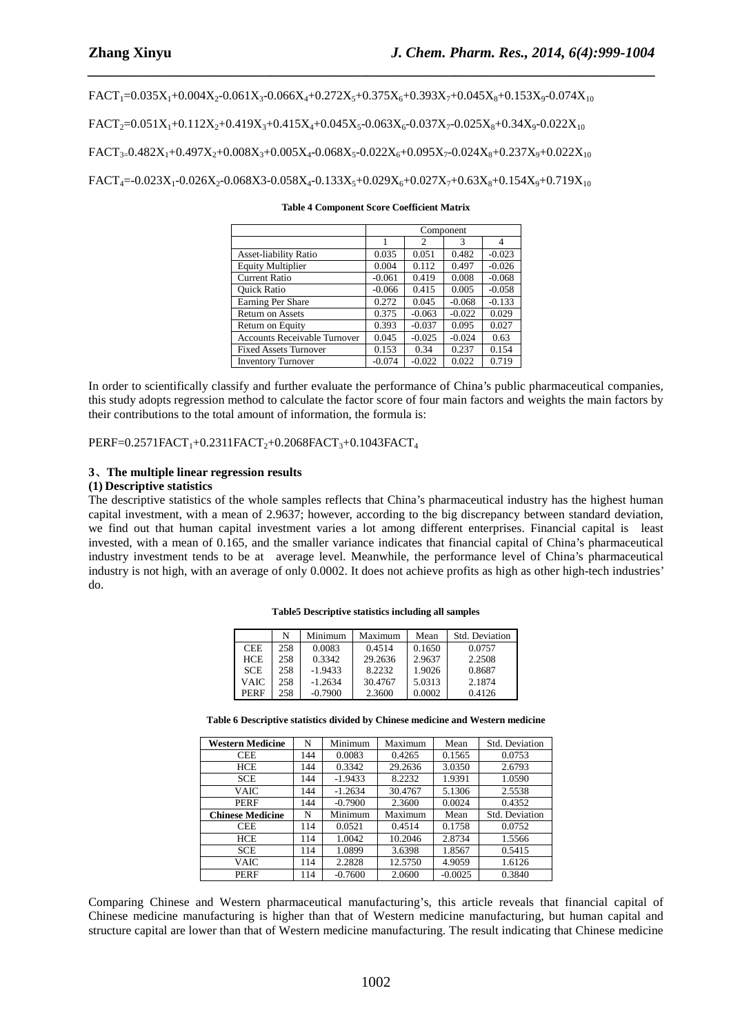$FACT_1=0.035X_1+0.004X_2-0.061X_3-0.066X_4+0.272X_5+0.375X_6+0.393X_7+0.045X_8+0.153X_9-0.074X_{10}$

$FACT_2=0.051X_1+0.112X_2+0.419X_3+0.415X_4+0.045X_5-0.063X_6-0.037X_7-0.025X_8+0.34X_9-0.022X_{10}$

$FACT_3=0.482X_1+0.497X_2+0.008X_3+0.005X_4-0.068X_5-0.022X_6+0.095X_7-0.024X_8+0.237X_9+0.022X_{10}$

$FACT_4=-0.023X_1-0.026X_2-0.068X3-0.058X_4-0.133X_5+0.029X_6+0.027X_7+0.63X_8+0.154X_9+0.719X_{10}$

**Table 4 Component Score Coefficient Matrix**

| | Component | | | |
|---|---|---|---|---|
| | 1 | 2 | 3 | 4 |
| Asset-liability Ratio | 0.035 | 0.051 | 0.482 | -0.023 |
| Equity Multiplier | 0.004 | 0.112 | 0.497 | -0.026 |
| Current Ratio | -0.061 | 0.419 | 0.008 | -0.068 |
| Quick Ratio | -0.066 | 0.415 | 0.005 | -0.058 |
| Earning Per Share | 0.272 | 0.045 | -0.068 | -0.133 |
| Return on Assets | 0.375 | -0.063 | -0.022 | 0.029 |
| Return on Equity | 0.393 | -0.037 | 0.095 | 0.027 |
| Accounts Receivable Turnover | 0.045 | -0.025 | -0.024 | 0.63 |
| Fixed Assets Turnover | 0.153 | 0.34 | 0.237 | 0.154 |
| Inventory Turnover | -0.074 | -0.022 | 0.022 | 0.719 |

In order to scientifically classify and further evaluate the performance of China's public pharmaceutical companies, this study adopts regression method to calculate the factor score of four main factors and weights the main factors by their contributions to the total amount of information, the formula is:

$PERF=0.2571FACT_1+0.2311FACT_2+0.2068FACT_3+0.1043FACT_4$

### 3、The multiple linear regression results

#### (1) Descriptive statistics

The descriptive statistics of the whole samples reflects that China's pharmaceutical industry has the highest human capital investment, with a mean of 2.9637; however, according to the big discrepancy between standard deviation, we find out that human capital investment varies a lot among different enterprises. Financial capital is least invested, with a mean of 0.165, and the smaller variance indicates that financial capital of China's pharmaceutical industry investment tends to be at average level. Meanwhile, the performance level of China's pharmaceutical industry is not high, with an average of only 0.0002. It does not achieve profits as high as other high-tech industries' do.

**Table5 Descriptive statistics including all samples**

| | N | Minimum | Maximum | Mean | Std. Deviation |
|---|---|---|---|---|---|
| CEE | 258 | 0.0083 | 0.4514 | 0.1650 | 0.0757 |
| HCE | 258 | 0.3342 | 29.2636 | 2.9637 | 2.2508 |
| SCE | 258 | -1.9433 | 8.2232 | 1.9026 | 0.8687 |
| VAIC | 258 | -1.2634 | 30.4767 | 5.0313 | 2.1874 |
| PERF | 258 | -0.7900 | 2.3600 | 0.0002 | 0.4126 |

**Table 6 Descriptive statistics divided by Chinese medicine and Western medicine**

| Western Medicine | N | Minimum | Maximum | Mean | Std. Deviation |
|---|---|---|---|---|---|
| CEE | 144 | 0.0083 | 0.4265 | 0.1565 | 0.0753 |
| HCE | 144 | 0.3342 | 29.2636 | 3.0350 | 2.6793 |
| SCE | 144 | -1.9433 | 8.2232 | 1.9391 | 1.0590 |
| VAIC | 144 | -1.2634 | 30.4767 | 5.1306 | 2.5538 |
| PERF | 144 | -0.7900 | 2.3600 | 0.0024 | 0.4352 |
| **Chinese Medicine** | N | Minimum | Maximum | Mean | Std. Deviation |
| CEE | 114 | 0.0521 | 0.4514 | 0.1758 | 0.0752 |
| HCE | 114 | 1.0042 | 10.2046 | 2.8734 | 1.5566 |
| SCE | 114 | 1.0899 | 3.6398 | 1.8567 | 0.5415 |
| VAIC | 114 | 2.2828 | 12.5750 | 4.9059 | 1.6126 |
| PERF | 114 | -0.7600 | 2.0600 | -0.0025 | 0.3840 |

Comparing Chinese and Western pharmaceutical manufacturing's, this article reveals that financial capital of Chinese medicine manufacturing is higher than that of Western medicine manufacturing, but human capital and structure capital are lower than that of Western medicine manufacturing. The result indicating that Chinese medicine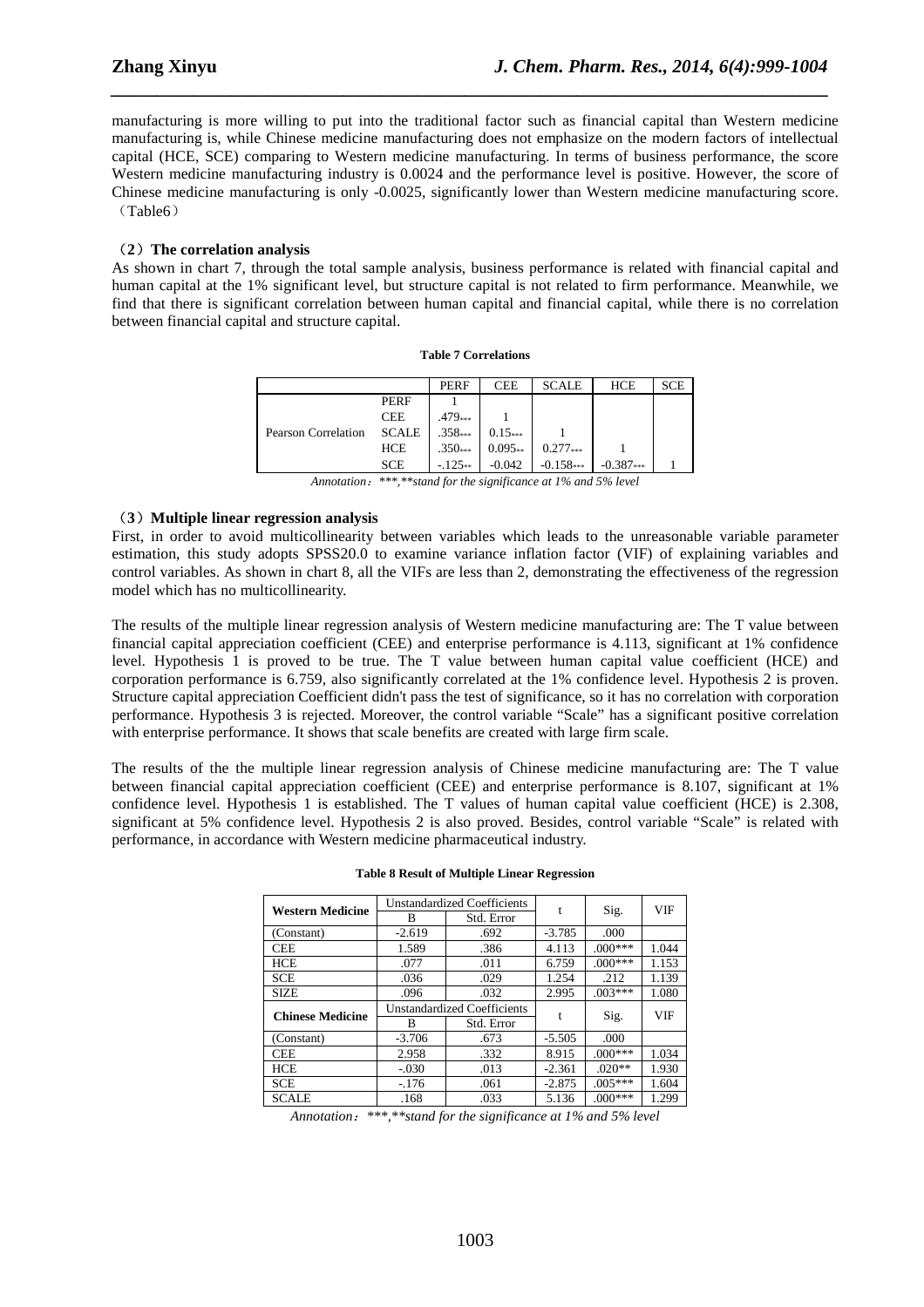manufacturing is more willing to put into the traditional factor such as financial capital than Western medicine manufacturing is, while Chinese medicine manufacturing does not emphasize on the modern factors of intellectual capital (HCE, SCE) comparing to Western medicine manufacturing. In terms of business performance, the score Western medicine manufacturing industry is 0.0024 and the performance level is positive. However, the score of Chinese medicine manufacturing is only -0.0025, significantly lower than Western medicine manufacturing score.（Table6）

**（2）The correlation analysis**

As shown in chart 7, through the total sample analysis, business performance is related with financial capital and human capital at the 1% significant level, but structure capital is not related to firm performance. Meanwhile, we find that there is significant correlation between human capital and financial capital, while there is no correlation between financial capital and structure capital.

**Table 7 Correlations**

| | | PERF | CEE | SCALE | HCE | SCE |
|---|---|---|---|---|---|---|
| Pearson Correlation | PERF | 1 | | | | |
| | CEE | .479*** | 1 | | | |
| | SCALE | .358*** | 0.15*** | 1 | | |
| | HCE | .350*** | 0.095** | 0.277*** | 1 | |
| | SCE | -.125** | -0.042 | -0.158*** | -0.387*** | 1 |

*Annotation：***,**stand for the significance at 1% and 5% level*

**（3）Multiple linear regression analysis**

First, in order to avoid multicollinearity between variables which leads to the unreasonable variable parameter estimation, this study adopts SPSS20.0 to examine variance inflation factor (VIF) of explaining variables and control variables. As shown in chart 8, all the VIFs are less than 2, demonstrating the effectiveness of the regression model which has no multicollinearity.

The results of the multiple linear regression analysis of Western medicine manufacturing are: The T value between financial capital appreciation coefficient (CEE) and enterprise performance is 4.113, significant at 1% confidence level. Hypothesis 1 is proved to be true. The T value between human capital value coefficient (HCE) and corporation performance is 6.759, also significantly correlated at the 1% confidence level. Hypothesis 2 is proven. Structure capital appreciation Coefficient didn't pass the test of significance, so it has no correlation with corporation performance. Hypothesis 3 is rejected. Moreover, the control variable “Scale” has a significant positive correlation with enterprise performance. It shows that scale benefits are created with large firm scale.

The results of the the multiple linear regression analysis of Chinese medicine manufacturing are: The T value between financial capital appreciation coefficient (CEE) and enterprise performance is 8.107, significant at 1% confidence level. Hypothesis 1 is established. The T values of human capital value coefficient (HCE) is 2.308, significant at 5% confidence level. Hypothesis 2 is also proved. Besides, control variable “Scale” is related with performance, in accordance with Western medicine pharmaceutical industry.

**Table 8 Result of Multiple Linear Regression**

| Western Medicine | Unstandardized Coefficients | | t | Sig. | VIF |
|---|---|---|---|---|---|
| | B | Std. Error | | | |
| (Constant) | -2.619 | .692 | -3.785 | .000 | |
| CEE | 1.589 | .386 | 4.113 | .000*** | 1.044 |
| HCE | .077 | .011 | 6.759 | .000*** | 1.153 |
| SCE | .036 | .029 | 1.254 | .212 | 1.139 |
| SIZE | .096 | .032 | 2.995 | .003*** | 1.080 |
| **Chinese Medicine** | Unstandardized Coefficients | | t | Sig. | VIF |
| | B | Std. Error | | | |
| (Constant) | -3.706 | .673 | -5.505 | .000 | |
| CEE | 2.958 | .332 | 8.915 | .000*** | 1.034 |
| HCE | -.030 | .013 | -2.361 | .020** | 1.930 |
| SCE | -.176 | .061 | -2.875 | .005*** | 1.604 |
| SCALE | .168 | .033 | 5.136 | .000*** | 1.299 |

*Annotation：***,**stand for the significance at 1% and 5% level*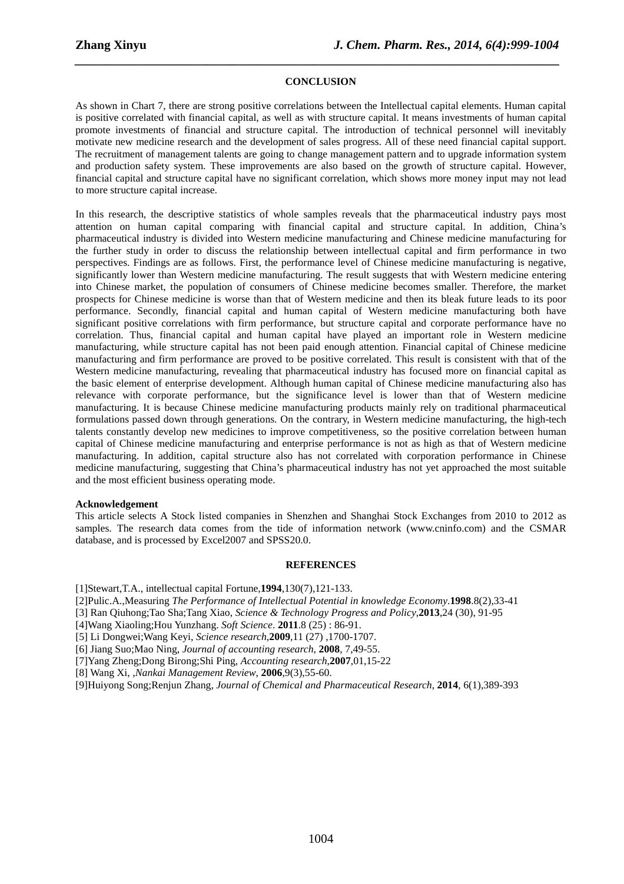## CONCLUSION

As shown in Chart 7, there are strong positive correlations between the Intellectual capital elements. Human capital is positive correlated with financial capital, as well as with structure capital. It means investments of human capital promote investments of financial and structure capital. The introduction of technical personnel will inevitably motivate new medicine research and the development of sales progress. All of these need financial capital support. The recruitment of management talents are going to change management pattern and to upgrade information system and production safety system. These improvements are also based on the growth of structure capital. However, financial capital and structure capital have no significant correlation, which shows more money input may not lead to more structure capital increase.

In this research, the descriptive statistics of whole samples reveals that the pharmaceutical industry pays most attention on human capital comparing with financial capital and structure capital. In addition, China's pharmaceutical industry is divided into Western medicine manufacturing and Chinese medicine manufacturing for the further study in order to discuss the relationship between intellectual capital and firm performance in two perspectives. Findings are as follows. First, the performance level of Chinese medicine manufacturing is negative, significantly lower than Western medicine manufacturing. The result suggests that with Western medicine entering into Chinese market, the population of consumers of Chinese medicine becomes smaller. Therefore, the market prospects for Chinese medicine is worse than that of Western medicine and then its bleak future leads to its poor performance. Secondly, financial capital and human capital of Western medicine manufacturing both have significant positive correlations with firm performance, but structure capital and corporate performance have no correlation. Thus, financial capital and human capital have played an important role in Western medicine manufacturing, while structure capital has not been paid enough attention. Financial capital of Chinese medicine manufacturing and firm performance are proved to be positive correlated. This result is consistent with that of the Western medicine manufacturing, revealing that pharmaceutical industry has focused more on financial capital as the basic element of enterprise development. Although human capital of Chinese medicine manufacturing also has relevance with corporate performance, but the significance level is lower than that of Western medicine manufacturing. It is because Chinese medicine manufacturing products mainly rely on traditional pharmaceutical formulations passed down through generations. On the contrary, in Western medicine manufacturing, the high-tech talents constantly develop new medicines to improve competitiveness, so the positive correlation between human capital of Chinese medicine manufacturing and enterprise performance is not as high as that of Western medicine manufacturing. In addition, capital structure also has not correlated with corporation performance in Chinese medicine manufacturing, suggesting that China's pharmaceutical industry has not yet approached the most suitable and the most efficient business operating mode.

**Acknowledgement**

This article selects A Stock listed companies in Shenzhen and Shanghai Stock Exchanges from 2010 to 2012 as samples. The research data comes from the tide of information network (www.cninfo.com) and the CSMAR database, and is processed by Excel2007 and SPSS20.0.

## REFERENCES

[1]Stewart,T.A., intellectual capital Fortune,**1994**,130(7),121-133.

[2]Pulic.A.,Measuring *The Performance of Intellectual Potential in knowledge Economy*.**1998**.8(2),33-41

[3] Ran Qiuhong;Tao Sha;Tang Xiao, *Science & Technology Progress and Policy*,**2013**,24 (30), 91-95

[4]Wang Xiaoling;Hou Yunzhang. *Soft Science*. **2011**.8 (25) : 86-91.

[5] Li Dongwei;Wang Keyi, *Science research*,**2009**,11 (27) ,1700-1707.

[6] Jiang Suo;Mao Ning, *Journal of accounting research*, **2008**, 7,49-55.

[7]Yang Zheng;Dong Birong;Shi Ping, *Accounting research*,**2007**,01,15-22

[8] Wang Xi, ,*Nankai Management Review*, **2006**,9(3),55-60.

[9]Huiyong Song;Renjun Zhang, *Journal of Chemical and Pharmaceutical Research*, **2014**, 6(1),389-393